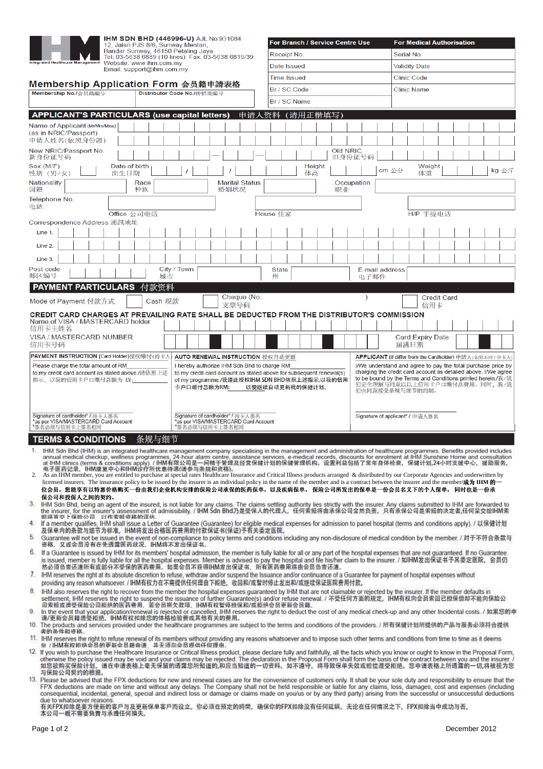IHM SDN BHD (446996-U) AJL No:931084
12, Jalan PJS 8/6, Sunway Mentari,
Bandar Sunway, 46150 Petaling Jaya.
Tel: 03-5638 6889 (10 lines) Fax: 03-5638 6819/39
Website: www.ihm.com.my
Email: support@ihm.com.my

Integrated Healthcare Management

| For Branch / Service Centre Use | For Medical Authorisation |
|---|---|
| Receipt No. | Serial No. |
| Date Issued | Validity Date |
| Time Issued | Clinic Code |
| Br / SC Code | Clinic Name |
| Br / SC Name | |

# Membership Application Form 会员籍申请表格

| Membership No./会员籍编号 | Distributor Code No./传销商编号 |
|---|---|
| | |

## APPLICANT'S PARTICULARS (use capital letters) 申请人资料（请用正楷填写）

Name of Applicant (Mr/Mrs/Miss) (as in NRIC/Passport) 申请人姓名(依照身份证)

New NRIC/Passport No. 新身份证号码 — — Old NRIC 旧身份证号码

Sex (M/F) 性别（男/女） Date of birth 出生日期 / / Height 体高 cm 公分 Weight 体重 kg 公斤

Nationality 国籍 Race 种族 Marital Status 婚姻状况 Occupation 职业

Telephone No. 电话

Office 公司电话 House 住家 H/P 手提电话

Correspondence Address 通訊地址

Line 1.

Line 2.

Line 3.

Post code 邮区编号 City / Town 城市 State 州 E-mail address 电子邮件

## PAYMENT PARTICULARS 付款资料

Mode of Payment 付款方式 ☐ Cash 现款 ☐ Cheque (No: ) 支票号码 ☐ Credit Card 信用卡

**CREDIT CARD CHARGES AT PREVAILING RATE SHALL BE DEDUCTED FROM THE DISTRIBUTOR'S COMMISSION**

Name of VISA / MASTERCARD holder 信用卡主姓名

VISA / MASTERCARD NUMBER 信用卡号码 Card Expiry Date 届满日期

| PAYMENT INSTRUCTION (Card Holder)授权缴付(持卡人) | AUTO RENEWAL INSTRUCTION 授权自动更新 | APPLICANT (if differ from the Cardholder) 申请人(如果不同于持卡人) |
|---|---|---|
| Please charge the total amount of RM\_\_\_\_\_\_ to my credit card account as stated above./请依照上述指示，以我的信用卡户口缴付总额为 RM:\_\_\_\_\_\_ | I hereby authorize IHM Sdn Bhd to charge RM\_\_\_\_\_\_ to my credit card account as stated above for subsequent renewal(s) of my programme./我谨此授权IHM SDN BHD依照上述指示,以我的信用卡户口缴付总额为RM:\_\_\_\_\_\_以便继续自动更新我的保健计划。 | I/We understand and agree to pay the total purchase price by charging the credit card account as detailed above. I/We agree to be bound by the Terms and Conditions printed herein./我/我们完全理解与同意以以上信用卡户口缴付总费用。同时，我/我们也同意接受条规与细节的约制。 |
| Signature of cardholder* / 持卡人签名 *as per VISA/MASTERCARD Card Account *签名必须与信用卡上签名相同 | Signature of cardholder* / 持卡人签名 *as per VISA/MASTERCARD Card Account *签名必须与信用卡上签名相同 | Signature of applicant* / 申请人签名 |

## TERMS & CONDITIONS 条规与细节

1. IHM Sdn Bhd (IHM) is an integrated healthcare management company specialising in the management and administration of healthcare programmes. Benefits provided includes annual medical checkup, wellness programmes, 24-hour alarm centre, assistance services, e-medical records, discounts for enrolment at IHM Sunshine Home and consultation at IHM clinics (terms & conditions apply). / IHM有限公司是一间精于管理及经营保健计划的保健管理机构。设置利益包括了常年身体检查，保健计划,24小时支援中心，援助服务，电子医药记录，IHM康复中心和IHM诊疗所优惠待遇(详参与条规和资格)。
2. As an IHM member, you are entitled to purchase at special rates Healthcare Insurance and Critical Illness products arranged & distributed by our Corporate Agencies and underwritten by licensed insurers. The insurance policy to be issued by the insurer is an individual policy in the name of the member and is a contract between the insurer and the member/**成为 IHM 的一位会员，您将享有以特惠价格购买一份由我们企业机构安排的保险公司承保的医药保单，以及疾病保单，保险公司所发出的保单是一份会员名义下的个人保单，同时也是一份保险公司和投保人之间的契约。**
3. IHM Sdn Bhd, being an agent of the insured, is not liable for any claims. The claims settling authority lies strictly with the insurer. Any claims submitted to IHM are forwarded to the insurer, for the insurer's assessment of admissibility. / IHM Sdn Bhd乃是受保人的代理人，任何索赔将由承保公司全然负责。只有承保公司是索赔的决定者,任何呈交给IHM索赔将交于保险公司，以作索赔资格的评估。
4. If a member qualifies, IHM shall issue a Letter of Guarantee (Guarantee) for eligible medical expenses for admission to panel hospital (terms and conditions apply). / 以保健计划及保单内的条款与细节为标准，IHM将发出合格医药费用的付款保证书(保证)予有关委定医院。
5. Guarantee will not be issued in the event of non-compliance to policy terms and conditions including any non-disclosure of medical condition by the member. / 对于不符合条款与资格，又或会员没有在先透露医药状况，IHM将不发出保证书。
6. If a Guarantee is issued by IHM for its members' hospital admission, the member is fully liable for all or any part of the hospital expenses that are not guaranteed. If no Guarantee is issued, member is fully liable for all the hospital expenses. Member is advised to pay the hospital and file his/her claim to the insurer. / 如IHM发出保证书予其委定医院，会员仍然必须负责还清所有或部分不受保的医药费用。如果会员不获得IHM发出保证书，所有医药费用将由会员负责还清。
7. IHM reserves the right at its absolute discretion to refuse, withdraw and/or suspend the Issuance and/or continuance of a Guarantee for payment of hospital expenses without providing any reason whatsoever. / IHM有权力在不需提供任何理由下拒绝，收回和/或暂时停止发出和/或继续保证医院费用付款。
8. IHM also reserves the right to recover from the member the hospital expenses guaranteed by IHM that are not claimable or rejected by the insurer. If the member defaults in settlement, IHM reserves the right to suspend the issuance of further Guarantee(s) and/or refuse renewal. / 不受任何方面的规定，IHM有权向会员索回已担保但却不能向保险公司索赔或遭受保险公司拒绝的医药费用。若会员拖欠款项，IHM有权暂停担保和/或拒绝会员更新会员籍。
9. In the event that your application/renewal is rejected or cancelled, IHM reserves the right to deduct the cost of any medical check-up and any other Incidental costs. / 如果您的申请/更新会员籍遭受拒绝，IHM有权扣除您的体格检验费或其他有关的费用。
10. The products and services provided under the healthcare programmes are subject to the terms and conditions of the providers. / 所有保健计划所提供的产品与服务必须符合提供者的条件和资格。
11. IHM reserves the right to refuse renewal of its members without providing any reasons whatsoever and to impose such other terms and conditions from time to time as it deems fit. / IHM有权拒绝会员的更新会员籍申请，并无须向会员提供任何理由。
12. If you wish to purchase the Healthcare Insurance or Critical Illness product, please declare fully and faithfully, all the facts which you know or ought to know in the Proposal Form, otherwise the policy issued may be void and your claims may be rejected. The declaration in the Proposal Form shall form the basis of the contract between you and the insurer. / 如您欲购买保险计划，请在申请表格上毫无保留的透露您所知道的,和应当知道的一切资料。如不遵守，将导致保单失效或赔偿遭受拒绝。您申请表格上所透露的一切,将被视为您与保险公司契约的根据。
13. Please be advised that the FPX deductions for new and renewal cases are for the convenience of customers only. It shall be your sole duty and responsibility to ensure that the FPX deductions are made on time and without any delays. The Company shall not be held responsible or liable for any claims, loss, damages, cost and expenses (including consequential, incidental, general, special and indirect loss or damage or claims made on you/us or by any third party) arising from the successful or unsuccessful deductions due to whatsoever reasons.
有关FPX扣除是要方便新的客户与及更新保单客户而设立。你必须在预定的時間，确保你的FPX扣除没有任何延誤。无论在任何情况之下，FPX扣除当中成功与否，本公司一概不需要負責与承擔任何损失。

December 2012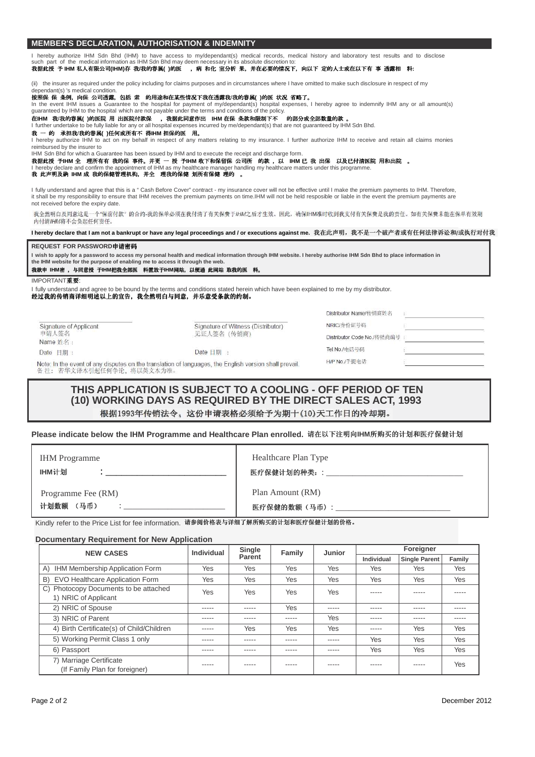## MEMBER'S DECLARATION, AUTHORISATION & INDEMNITY

I hereby authorize IHM Sdn Bhd (IHM) to have access to my/dependant(s) medical records, medical history and laboratory test results and to disclose such part of the medical information as IHM Sdn Bhd may deem necessary in its absolute discretion to:
**我据此授 予 IHM 私人有限公司(IHM)存 我/我的眷属( )的医 ，病 和化 室分析 果，并在必要的情况下，向以下 定的人士或在以下有 事 透露相 料:**

(ii) the insurer as required under the policy including for claims purposes and in circumstances where I have omitted to make such disclosure in respect of my dependant(s) 's medical condition.
**按照保 保 条例，向保 公司透露，包括 索 的用途和在某些情况下我在透露我/我的眷属( )的医 状况 省略了。**

In the event IHM issues a Guarantee to the hospital for payment of my/dependant(s) hospital expenses, I hereby agree to indemnify IHM any or all amount(s) guaranteed by IHM to the hospital which are not payable under the terms and conditions of the policy.
**在IHM 我/我的眷属( )的医院 用 出医院付款保 ，我据此同意作出 IHM 在保 条款和限制下不 的部分或全部数量的款 。**

I further undertake to be fully liable for any or all hospital expenses incurred by me/dependant(s) that are not guaranteed by IHM Sdn Bhd.
**我 一 的 承担我/我的眷属( )任何或所有不 得IHM 担保的医 用。**

I hereby authorize IHM to act on my behalf in respect of any matters relating to my insurance. I further authorize IHM to receive and retain all claims monies reimbursed by the insurer to IHM Sdn Bhd for which a Guarantee has been issued by IHM and to execute the receipt and discharge form.
**我据此授 予IHM 全 理所有有 我的保 事件。并更 一 授 予IHM 收下和保留保 公司所 的款 ，以 IHM 已 我 出保 以及已付清医院 用和出院 。**

I hereby declare and confirm the appointment of IHM as my healthcare manager handling my healthcare matters under this programme.
**我 此声明及确 IHM 成 我的保健管理机构，并全 理我的保健 划所有保健 理的 。**

I fully understand and agree that this is a " Cash Before Cover" contract - my insurance cover will not be effective until I make the premium payments to IHM. Therefore, it shall be my responsibility to ensure that IHM receives the premium payments on time.IHM will not be held resposible or liable in the event the premium payments are not received before the expiry date.

我全然明白及同意这是一个"保前付款" 的合约-我的保单必须在我付清了有关保费于*IHM*之后才生效。因此，确保IHM准时收到我支付有关保费是我的责任。如有关保费未能在保单有效期内付清*IHM*将不会负起任何责任。

**I hereby declare that I am not a bankrupt or have any legal proceedings and / or executions against me. 我在此声明，我不是一个破产者或有任何法律诉讼和/或执行对付我**

**REQUEST FOR PASSWORD申请密码**

**I wish to apply for a password to access my personal health and medical information through IHM website. I hereby authorise IHM Sdn Bhd to place information in the IHM website for the purpose of enabling me to access it through the web.**
**我欲申 IHM密 ，与同意授 予IHM把我全部医 料置放于IHM网站，以便通 此网站 取我的医 料。**

IMPORTANT**重要**:
I fully understand and agree to be bound by the terms and conditions stated herein which have been explained to me by my distributor.
**经过我的传销商详细明述以上的宣告，我全然明白与同意，并乐意受条款的约制。**

Signature of Applicant
申请人签名
Name 姓名：
Date 日期：

Signature of Witness (Distributor)
见证人签名（传销商）
Date 日期：

Distributor Name/传销商姓名 :
NRIC/身份证号码 :
Distributor Code No./传销商编号 :
Tel No./电话号码 :
H/P No./手提电话 :

Note: In the event of any disputes on the translation of languages, the English version shall prevail.
备注：若华文译本引起任何争论，将以英文本为准。

## THIS APPLICATION IS SUBJECT TO A COOLING - OFF PERIOD OF TEN (10) WORKING DAYS AS REQUIRED BY THE DIRECT SALES ACT, 1993
**根据1993年传销法令，这份申请表格必须给予为期十(10)天工作日的冷却期。**

**Please indicate below the IHM Programme and Healthcare Plan enrolled. 请在以下注明向IHM所购买的计划和医疗保健计划**

IHM Programme
**IHM计划** : ______________________

Programme Fee (RM)
**计划数额 （马币）** : ______________________

Healthcare Plan Type
医疗保健计划的种类：______________________

Plan Amount (RM)
医疗保健的数额（马币）: ______________________

Kindly refer to the Price List for fee information. **请参阅价格表与详细了解所购买的计划和医疗保健计划的价格。**

**Documentary Requirement for New Application**

| NEW CASES | Individual | Single Parent | Family | Junior | Foreigner | | |
|---|---|---|---|---|---|---|---|
| | | | | | Individual | Single Parent | Family |
| A) IHM Membership Application Form | Yes | Yes | Yes | Yes | Yes | Yes | Yes |
| B) EVO Healthcare Application Form | Yes | Yes | Yes | Yes | Yes | Yes | Yes |
| C) Photocopy Documents to be attached<br>1) NRIC of Applicant | Yes | Yes | Yes | Yes | ----- | ----- | ----- |
| 2) NRIC of Spouse | ----- | ----- | Yes | ----- | ----- | ----- | ----- |
| 3) NRIC of Parent | ----- | ----- | ----- | Yes | ----- | ----- | ----- |
| 4) Birth Certificate(s) of Child/Children | ----- | Yes | Yes | Yes | ----- | Yes | Yes |
| 5) Working Permit Class 1 only | ----- | ----- | ----- | ----- | Yes | Yes | Yes |
| 6) Passport | ----- | ----- | ----- | ----- | Yes | Yes | Yes |
| 7) Marriage Certificate<br>(If Family Plan for foreigner) | ----- | ----- | ----- | ----- | ----- | ----- | Yes |

December 2012